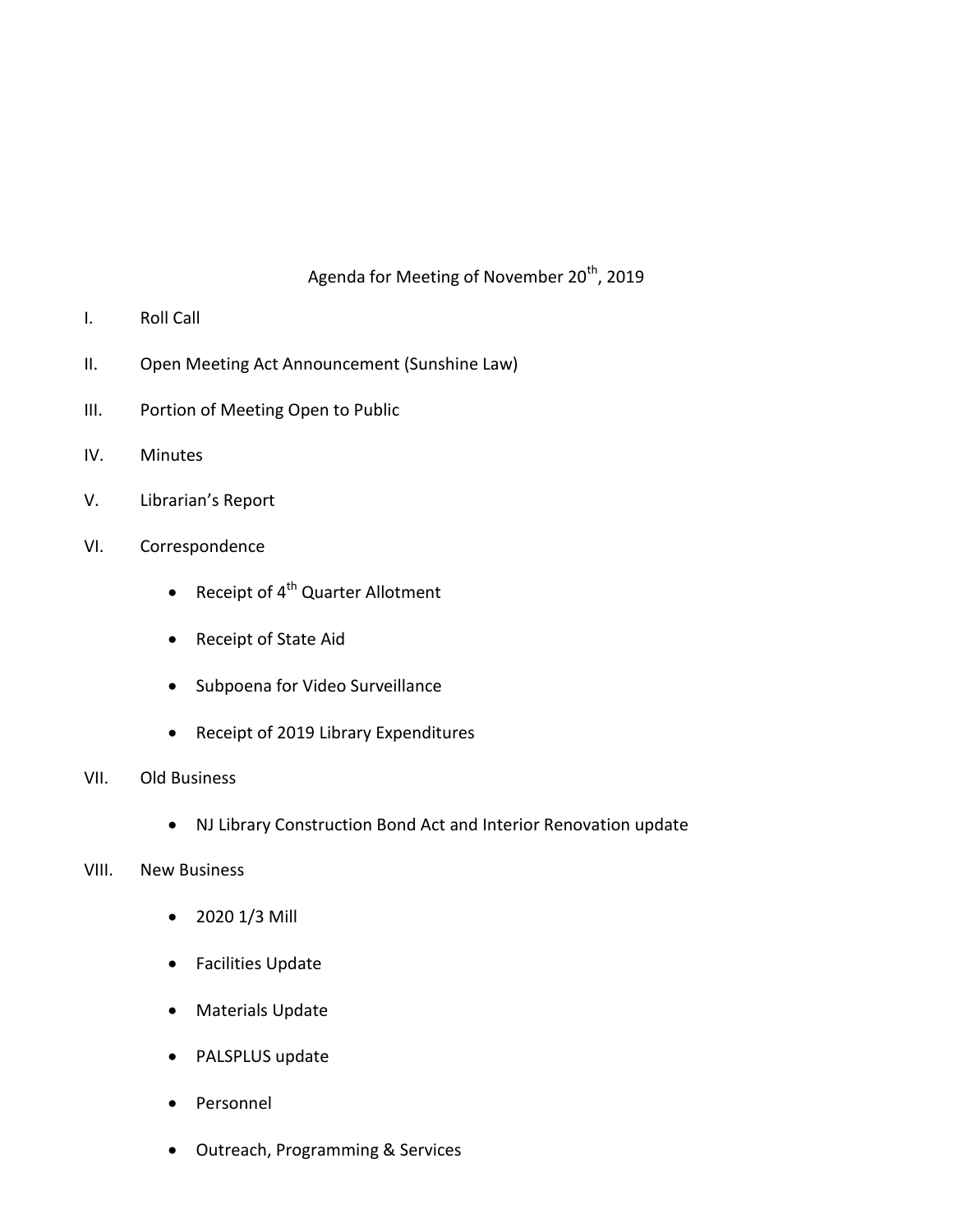# Agenda for Meeting of November 20th, 2019

I. Roll Call

II. Open Meeting Act Announcement (Sunshine Law)

III. Portion of Meeting Open to Public

IV. Minutes

V. Librarian's Report

VI. Correspondence

- Receipt of 4th Quarter Allotment
- Receipt of State Aid
- Subpoena for Video Surveillance
- Receipt of 2019 Library Expenditures

VII. Old Business

- NJ Library Construction Bond Act and Interior Renovation update

VIII. New Business

- 2020 1/3 Mill
- Facilities Update
- Materials Update
- PALSPLUS update
- Personnel
- Outreach, Programming & Services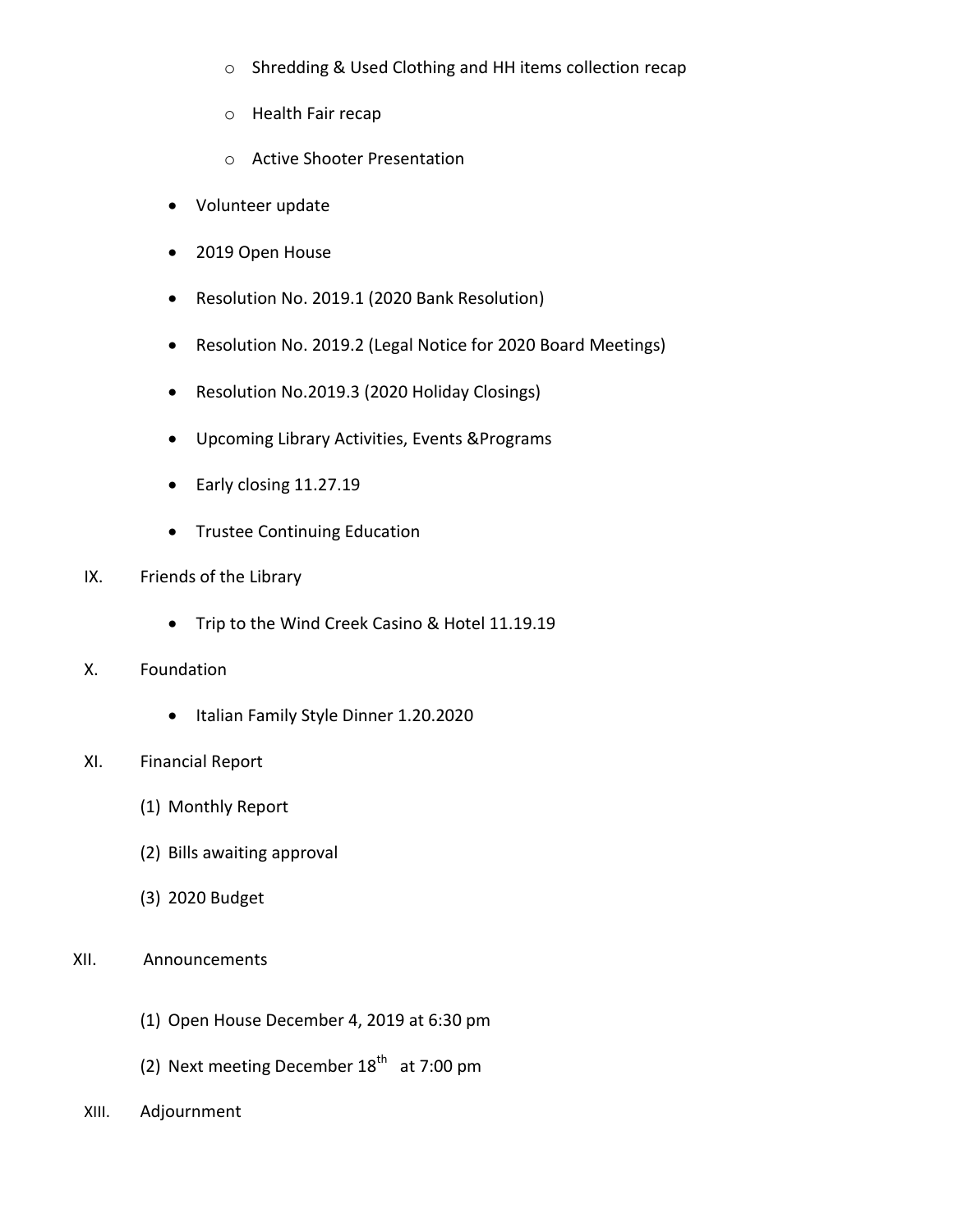- Shredding & Used Clothing and HH items collection recap
  - Health Fair recap
  - Active Shooter Presentation
- Volunteer update
- 2019 Open House
- Resolution No. 2019.1 (2020 Bank Resolution)
- Resolution No. 2019.2 (Legal Notice for 2020 Board Meetings)
- Resolution No.2019.3 (2020 Holiday Closings)
- Upcoming Library Activities, Events &Programs
- Early closing 11.27.19
- Trustee Continuing Education

IX. Friends of the Library

- Trip to the Wind Creek Casino & Hotel 11.19.19

X. Foundation

- Italian Family Style Dinner 1.20.2020

XI. Financial Report

(1) Monthly Report

(2) Bills awaiting approval

(3) 2020 Budget

XII. Announcements

(1) Open House December 4, 2019 at 6:30 pm

(2) Next meeting December 18th at 7:00 pm

XIII. Adjournment